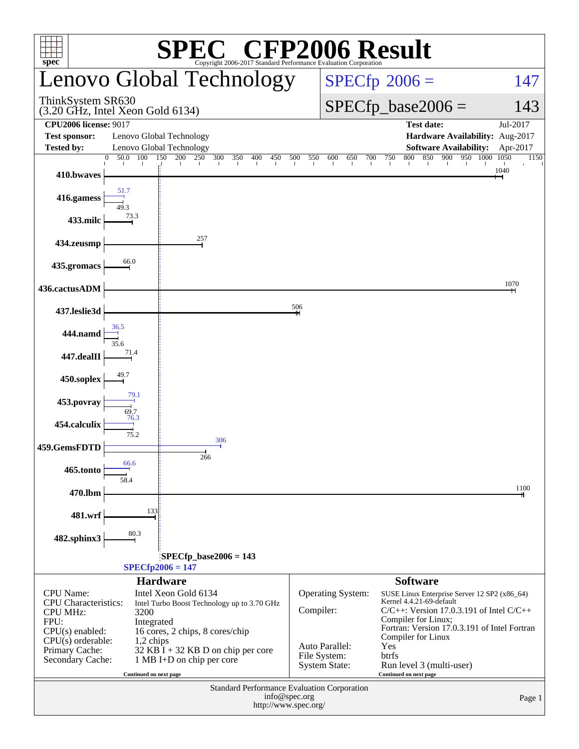# SPEC CFP2006 Result

Copyright 2006-2017 Standard Performance Evaluation Corporation

## Lenovo Global Technology

ThinkSystem SR630
(3.20 GHz, Intel Xeon Gold 6134)

SPECfp 2006 = 147

SPECfp_base2006 = 143

| | | | |
|---|---|---|---|
| **CPU2006 license:** 9017 | | **Test date:** | Jul-2017 |
| **Test sponsor:** | Lenovo Global Technology | **Hardware Availability:** | Aug-2017 |
| **Tested by:** | Lenovo Global Technology | **Software Availability:** | Apr-2017 |

| Benchmark | Peak | Base |
|---|---|---|
| 410.bwaves | | 1040 |
| 416.gamess | 51.7 | 49.3 |
| 433.milc | | 73.3 |
| 434.zeusmp | | 257 |
| 435.gromacs | | 66.0 |
| 436.cactusADM | | 1070 |
| 437.leslie3d | | 506 |
| 444.namd | 36.5 | 35.6 |
| 447.dealII | | 71.4 |
| 450.soplex | | 49.7 |
| 453.povray | 79.1 | 69.7 |
| 454.calculix | 76.3 | 75.2 |
| 459.GemsFDTD | 306 | 266 |
| 465.tonto | 66.6 | 58.4 |
| 470.lbm | | 1100 |
| 481.wrf | | 133 |
| 482.sphinx3 | | 80.3 |

SPECfp_base2006 = 143

SPECfp2006 = 147

### Hardware

| | |
|---|---|
| CPU Name: | Intel Xeon Gold 6134 |
| CPU Characteristics: | Intel Turbo Boost Technology up to 3.70 GHz |
| CPU MHz: | 3200 |
| FPU: | Integrated |
| CPU(s) enabled: | 16 cores, 2 chips, 8 cores/chip |
| CPU(s) orderable: | 1,2 chips |
| Primary Cache: | 32 KB I + 32 KB D on chip per core |
| Secondary Cache: | 1 MB I+D on chip per core |

Continued on next page

### Software

| | |
|---|---|
| Operating System: | SUSE Linux Enterprise Server 12 SP2 (x86_64) Kernel 4.4.21-69-default |
| Compiler: | C/C++: Version 17.0.3.191 of Intel C/C++ Compiler for Linux; Fortran: Version 17.0.3.191 of Intel Fortran Compiler for Linux |
| Auto Parallel: | Yes |
| File System: | btrfs |
| System State: | Run level 3 (multi-user) |

Continued on next page

Standard Performance Evaluation Corporation
info@spec.org
http://www.spec.org/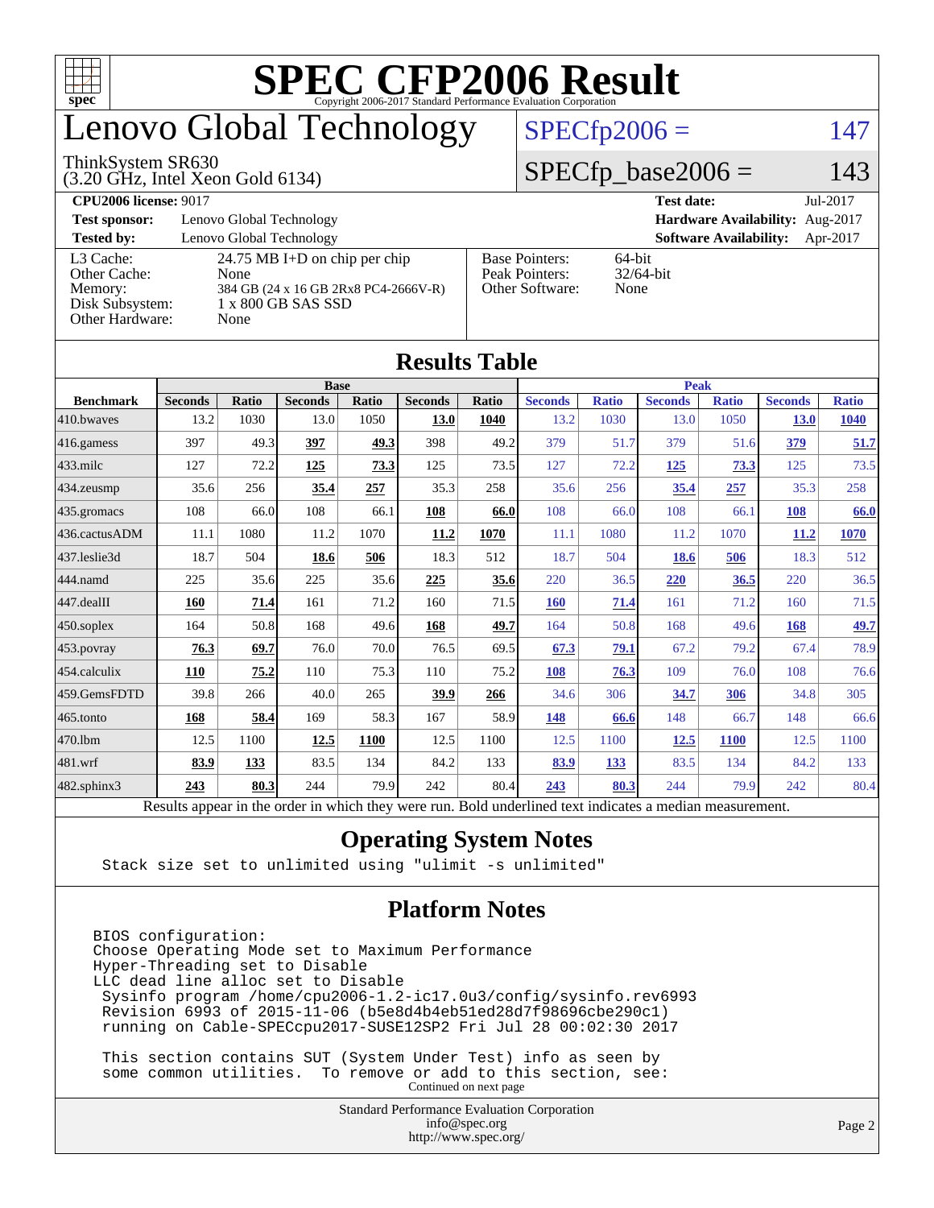# SPEC CFP2006 Result

Copyright 2006-2017 Standard Performance Evaluation Corporation

# Lenovo Global Technology

ThinkSystem SR630
(3.20 GHz, Intel Xeon Gold 6134)

SPECfp2006 = 147

SPECfp_base2006 = 143

| | | | |
|---|---|---|---|
| **CPU2006 license:** 9017 | | **Test date:** | Jul-2017 |
| **Test sponsor:** | Lenovo Global Technology | **Hardware Availability:** | Aug-2017 |
| **Tested by:** | Lenovo Global Technology | **Software Availability:** | Apr-2017 |

| | |
|---|---|
| L3 Cache: | 24.75 MB I+D on chip per chip |
| Other Cache: | None |
| Memory: | 384 GB (24 x 16 GB 2Rx8 PC4-2666V-R) |
| Disk Subsystem: | 1 x 800 GB SAS SSD |
| Other Hardware: | None |

| | |
|---|---|
| Base Pointers: | 64-bit |
| Peak Pointers: | 32/64-bit |
| Other Software: | None |

## Results Table

| | Base | | | | | | Peak | | | | | |
|---|---|---|---|---|---|---|---|---|---|---|---|---|
| **Benchmark** | **Seconds** | **Ratio** | **Seconds** | **Ratio** | **Seconds** | **Ratio** | **Seconds** | **Ratio** | **Seconds** | **Ratio** | **Seconds** | **Ratio** |
| 410.bwaves | 13.2 | 1030 | 13.0 | 1050 | **13.0** | **1040** | 13.2 | 1030 | 13.0 | 1050 | **13.0** | **1040** |
| 416.gamess | 397 | 49.3 | **397** | **49.3** | 398 | 49.2 | 379 | 51.7 | 379 | 51.6 | **379** | **51.7** |
| 433.milc | 127 | 72.2 | **125** | **73.3** | 125 | 73.5 | 127 | 72.2 | **125** | **73.3** | 125 | 73.5 |
| 434.zeusmp | 35.6 | 256 | **35.4** | **257** | 35.3 | 258 | 35.6 | 256 | **35.4** | **257** | 35.3 | 258 |
| 435.gromacs | 108 | 66.0 | 108 | 66.1 | **108** | **66.0** | 108 | 66.0 | 108 | 66.1 | **108** | **66.0** |
| 436.cactusADM | 11.1 | 1080 | 11.2 | 1070 | **11.2** | **1070** | 11.1 | 1080 | 11.2 | 1070 | **11.2** | **1070** |
| 437.leslie3d | 18.7 | 504 | **18.6** | **506** | 18.3 | 512 | 18.7 | 504 | **18.6** | **506** | 18.3 | 512 |
| 444.namd | 225 | 35.6 | 225 | 35.6 | **225** | **35.6** | 220 | 36.5 | **220** | **36.5** | 220 | 36.5 |
| 447.dealII | **160** | **71.4** | 161 | 71.2 | 160 | 71.5 | **160** | **71.4** | 161 | 71.2 | 160 | 71.5 |
| 450.soplex | 164 | 50.8 | 168 | 49.6 | **168** | **49.7** | 164 | 50.8 | 168 | 49.6 | **168** | **49.7** |
| 453.povray | **76.3** | **69.7** | 76.0 | 70.0 | 76.5 | 69.5 | **67.3** | **79.1** | 67.2 | 79.2 | 67.4 | 78.9 |
| 454.calculix | **110** | **75.2** | 110 | 75.3 | 110 | 75.2 | **108** | **76.3** | 109 | 76.0 | 108 | 76.6 |
| 459.GemsFDTD | 39.8 | 266 | 40.0 | 265 | **39.9** | **266** | 34.6 | 306 | **34.7** | **306** | 34.8 | 305 |
| 465.tonto | **168** | **58.4** | 169 | 58.3 | 167 | 58.9 | **148** | **66.6** | 148 | 66.7 | 148 | 66.6 |
| 470.lbm | 12.5 | 1100 | **12.5** | **1100** | 12.5 | 1100 | 12.5 | 1100 | **12.5** | **1100** | 12.5 | 1100 |
| 481.wrf | **83.9** | **133** | 83.5 | 134 | 84.2 | 133 | **83.9** | **133** | 83.5 | 134 | 84.2 | 133 |
| 482.sphinx3 | **243** | **80.3** | 244 | 79.9 | 242 | 80.4 | **243** | **80.3** | 244 | 79.9 | 242 | 80.4 |

Results appear in the order in which they were run. Bold underlined text indicates a median measurement.

## Operating System Notes

```
Stack size set to unlimited using "ulimit -s unlimited"
```

## Platform Notes

```
BIOS configuration:
Choose Operating Mode set to Maximum Performance
Hyper-Threading set to Disable
LLC dead line alloc set to Disable
 Sysinfo program /home/cpu2006-1.2-ic17.0u3/config/sysinfo.rev6993
 Revision 6993 of 2015-11-06 (b5e8d4b4eb51ed28d7f98696cbe290c1)
 running on Cable-SPECcpu2017-SUSE12SP2 Fri Jul 28 00:02:30 2017

 This section contains SUT (System Under Test) info as seen by
 some common utilities.  To remove or add to this section, see:
```

Continued on next page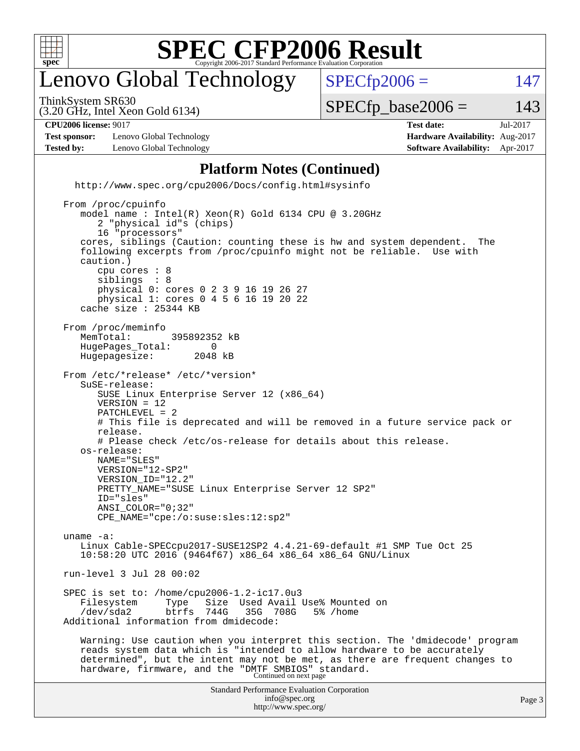# SPEC CFP2006 Result

Copyright 2006-2017 Standard Performance Evaluation Corporation

## Lenovo Global Technology

ThinkSystem SR630
(3.20 GHz, Intel Xeon Gold 6134)

SPECfp2006 = 147

SPECfp_base2006 = 143

| | | | |
|---|---|---|---|
| **CPU2006 license:** 9017 | | **Test date:** | Jul-2017 |
| **Test sponsor:** | Lenovo Global Technology | **Hardware Availability:** | Aug-2017 |
| **Tested by:** | Lenovo Global Technology | **Software Availability:** | Apr-2017 |

### Platform Notes (Continued)

```
http://www.spec.org/cpu2006/Docs/config.html#sysinfo

From /proc/cpuinfo
   model name : Intel(R) Xeon(R) Gold 6134 CPU @ 3.20GHz
      2 "physical id"s (chips)
      16 "processors"
   cores, siblings (Caution: counting these is hw and system dependent.  The
   following excerpts from /proc/cpuinfo might not be reliable.  Use with
   caution.)
      cpu cores : 8
      siblings  : 8
      physical 0: cores 0 2 3 9 16 19 26 27
      physical 1: cores 0 4 5 6 16 19 20 22
   cache size : 25344 KB

From /proc/meminfo
   MemTotal:       395892352 kB
   HugePages_Total:       0
   Hugepagesize:       2048 kB

From /etc/*release* /etc/*version*
   SuSE-release:
      SUSE Linux Enterprise Server 12 (x86_64)
      VERSION = 12
      PATCHLEVEL = 2
      # This file is deprecated and will be removed in a future service pack or
      release.
      # Please check /etc/os-release for details about this release.
   os-release:
      NAME="SLES"
      VERSION="12-SP2"
      VERSION_ID="12.2"
      PRETTY_NAME="SUSE Linux Enterprise Server 12 SP2"
      ID="sles"
      ANSI_COLOR="0;32"
      CPE_NAME="cpe:/o:suse:sles:12:sp2"

uname -a:
   Linux Cable-SPECcpu2017-SUSE12SP2 4.4.21-69-default #1 SMP Tue Oct 25
   10:58:20 UTC 2016 (9464f67) x86_64 x86_64 x86_64 GNU/Linux

run-level 3 Jul 28 00:02

SPEC is set to: /home/cpu2006-1.2-ic17.0u3
   Filesystem     Type   Size  Used Avail Use% Mounted on
   /dev/sda2      btrfs  744G   35G  708G   5% /home
Additional information from dmidecode:

   Warning: Use caution when you interpret this section. The 'dmidecode' program
   reads system data which is "intended to allow hardware to be accurately
   determined", but the intent may not be met, as there are frequent changes to
   hardware, firmware, and the "DMTF SMBIOS" standard.
```

Continued on next page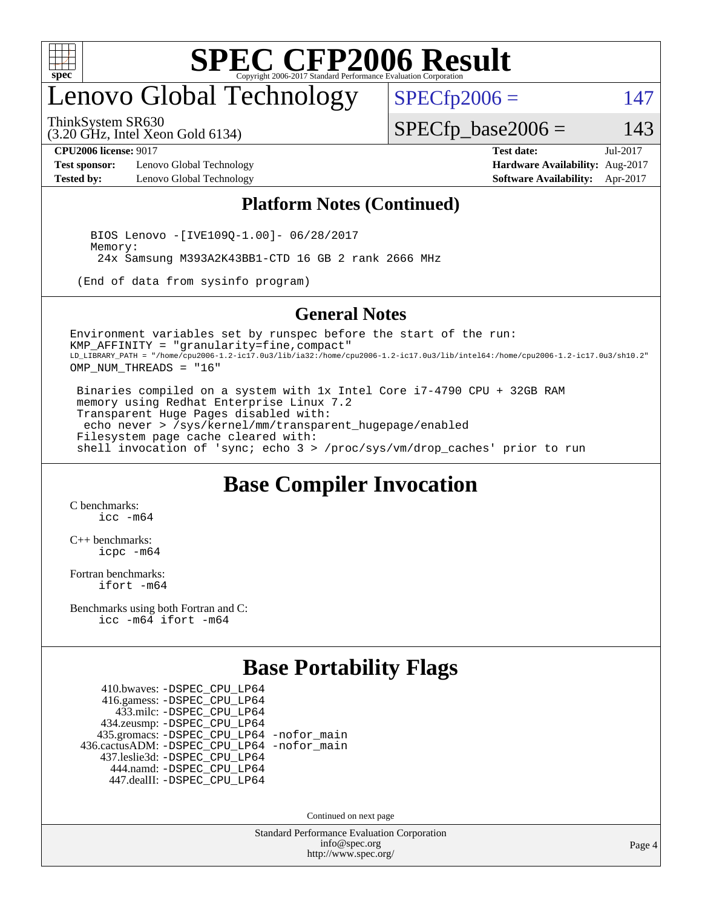# Lenovo Global Technology

ThinkSystem SR630
(3.20 GHz, Intel Xeon Gold 6134)

SPECfp2006 = 147

SPECfp_base2006 = 143

**CPU2006 license:** 9017
**Test sponsor:** Lenovo Global Technology
**Tested by:** Lenovo Global Technology

**Test date:** Jul-2017
**Hardware Availability:** Aug-2017
**Software Availability:** Apr-2017

## Platform Notes (Continued)

```
    BIOS Lenovo -[IVE109Q-1.00]- 06/28/2017
    Memory:
     24x Samsung M393A2K43BB1-CTD 16 GB 2 rank 2666 MHz

  (End of data from sysinfo program)
```

## General Notes

```
Environment variables set by runspec before the start of the run:
KMP_AFFINITY = "granularity=fine,compact"
LD_LIBRARY_PATH = "/home/cpu2006-1.2-ic17.0u3/lib/ia32:/home/cpu2006-1.2-ic17.0u3/lib/intel64:/home/cpu2006-1.2-ic17.0u3/sh10.2"
OMP_NUM_THREADS = "16"

 Binaries compiled on a system with 1x Intel Core i7-4790 CPU + 32GB RAM
 memory using Redhat Enterprise Linux 7.2
 Transparent Huge Pages disabled with:
  echo never > /sys/kernel/mm/transparent_hugepage/enabled
 Filesystem page cache cleared with:
 shell invocation of 'sync; echo 3 > /proc/sys/vm/drop_caches' prior to run
```

## Base Compiler Invocation

C benchmarks:
  icc -m64

C++ benchmarks:
  icpc -m64

Fortran benchmarks:
  ifort -m64

Benchmarks using both Fortran and C:
  icc -m64 ifort -m64

## Base Portability Flags

```
    410.bwaves: -DSPEC_CPU_LP64
    416.gamess: -DSPEC_CPU_LP64
      433.milc: -DSPEC_CPU_LP64
    434.zeusmp: -DSPEC_CPU_LP64
   435.gromacs: -DSPEC_CPU_LP64 -nofor_main
436.cactusADM: -DSPEC_CPU_LP64 -nofor_main
   437.leslie3d: -DSPEC_CPU_LP64
      444.namd: -DSPEC_CPU_LP64
    447.dealII: -DSPEC_CPU_LP64
```

Continued on next page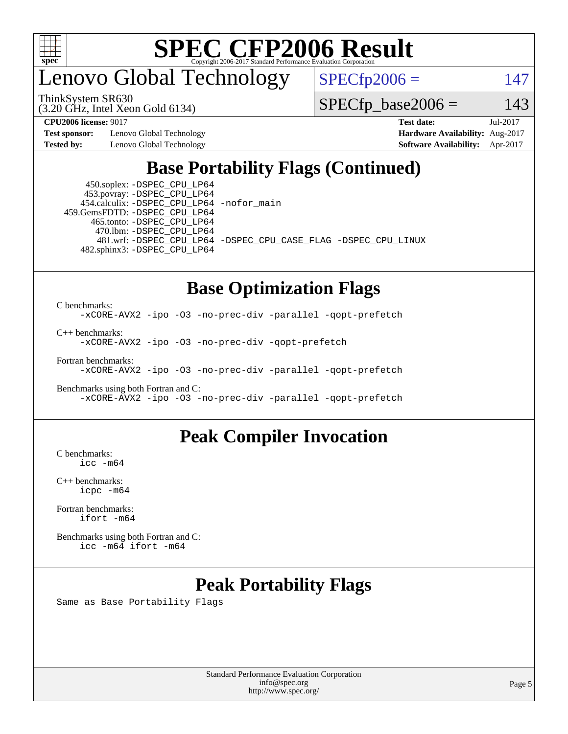# SPEC CFP2006 Result

Copyright 2006-2017 Standard Performance Evaluation Corporation

## Lenovo Global Technology

ThinkSystem SR630
(3.20 GHz, Intel Xeon Gold 6134)

SPECfp2006 = 147

SPECfp_base2006 = 143

**CPU2006 license:** 9017
**Test sponsor:** Lenovo Global Technology
**Tested by:** Lenovo Global Technology

**Test date:** Jul-2017
**Hardware Availability:** Aug-2017
**Software Availability:** Apr-2017

## Base Portability Flags (Continued)

450.soplex: `-DSPEC_CPU_LP64`
453.povray: `-DSPEC_CPU_LP64`
454.calculix: `-DSPEC_CPU_LP64 -nofor_main`
459.GemsFDTD: `-DSPEC_CPU_LP64`
465.tonto: `-DSPEC_CPU_LP64`
470.lbm: `-DSPEC_CPU_LP64`
481.wrf: `-DSPEC_CPU_LP64 -DSPEC_CPU_CASE_FLAG -DSPEC_CPU_LINUX`
482.sphinx3: `-DSPEC_CPU_LP64`

## Base Optimization Flags

C benchmarks:
`-xCORE-AVX2 -ipo -O3 -no-prec-div -parallel -qopt-prefetch`

C++ benchmarks:
`-xCORE-AVX2 -ipo -O3 -no-prec-div -qopt-prefetch`

Fortran benchmarks:
`-xCORE-AVX2 -ipo -O3 -no-prec-div -parallel -qopt-prefetch`

Benchmarks using both Fortran and C:
`-xCORE-AVX2 -ipo -O3 -no-prec-div -parallel -qopt-prefetch`

## Peak Compiler Invocation

C benchmarks:
`icc -m64`

C++ benchmarks:
`icpc -m64`

Fortran benchmarks:
`ifort -m64`

Benchmarks using both Fortran and C:
`icc -m64 ifort -m64`

## Peak Portability Flags

Same as Base Portability Flags

Standard Performance Evaluation Corporation
info@spec.org
http://www.spec.org/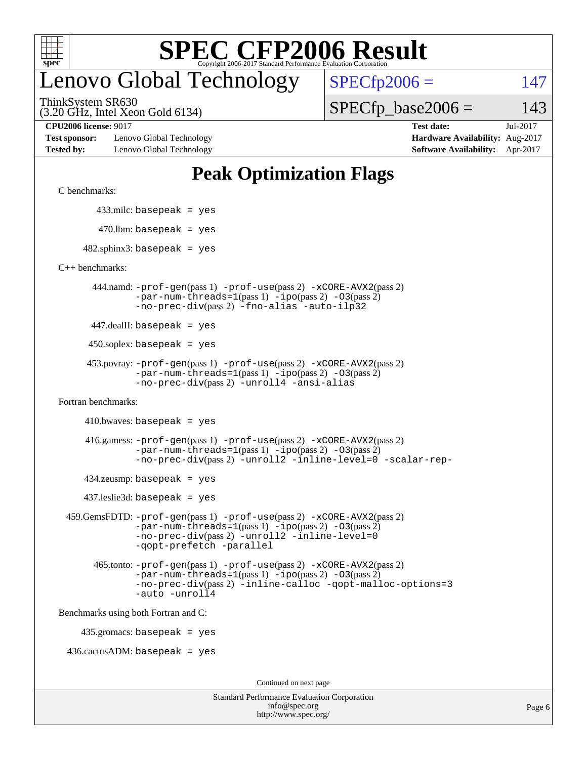# SPEC CFP2006 Result

Copyright 2006-2017 Standard Performance Evaluation Corporation

# Lenovo Global Technology

ThinkSystem SR630
(3.20 GHz, Intel Xeon Gold 6134)

SPECfp2006 = 147

SPECfp_base2006 = 143

**CPU2006 license:** 9017
**Test sponsor:** Lenovo Global Technology
**Tested by:** Lenovo Global Technology

**Test date:** Jul-2017
**Hardware Availability:** Aug-2017
**Software Availability:** Apr-2017

## Peak Optimization Flags

C benchmarks:

433.milc: `basepeak = yes`

470.lbm: `basepeak = yes`

482.sphinx3: `basepeak = yes`

C++ benchmarks:

444.namd: `-prof-gen`(pass 1) `-prof-use`(pass 2) `-xCORE-AVX2`(pass 2) `-par-num-threads=1`(pass 1) `-ipo`(pass 2) `-O3`(pass 2) `-no-prec-div`(pass 2) `-fno-alias` `-auto-ilp32`

447.dealII: `basepeak = yes`

450.soplex: `basepeak = yes`

453.povray: `-prof-gen`(pass 1) `-prof-use`(pass 2) `-xCORE-AVX2`(pass 2) `-par-num-threads=1`(pass 1) `-ipo`(pass 2) `-O3`(pass 2) `-no-prec-div`(pass 2) `-unroll4` `-ansi-alias`

Fortran benchmarks:

410.bwaves: `basepeak = yes`

416.gamess: `-prof-gen`(pass 1) `-prof-use`(pass 2) `-xCORE-AVX2`(pass 2) `-par-num-threads=1`(pass 1) `-ipo`(pass 2) `-O3`(pass 2) `-no-prec-div`(pass 2) `-unroll2` `-inline-level=0` `-scalar-rep-`

434.zeusmp: `basepeak = yes`

437.leslie3d: `basepeak = yes`

459.GemsFDTD: `-prof-gen`(pass 1) `-prof-use`(pass 2) `-xCORE-AVX2`(pass 2) `-par-num-threads=1`(pass 1) `-ipo`(pass 2) `-O3`(pass 2) `-no-prec-div`(pass 2) `-unroll2` `-inline-level=0` `-qopt-prefetch` `-parallel`

465.tonto: `-prof-gen`(pass 1) `-prof-use`(pass 2) `-xCORE-AVX2`(pass 2) `-par-num-threads=1`(pass 1) `-ipo`(pass 2) `-O3`(pass 2) `-no-prec-div`(pass 2) `-inline-calloc` `-qopt-malloc-options=3` `-auto` `-unroll4`

Benchmarks using both Fortran and C:

435.gromacs: `basepeak = yes`

436.cactusADM: `basepeak = yes`

Continued on next page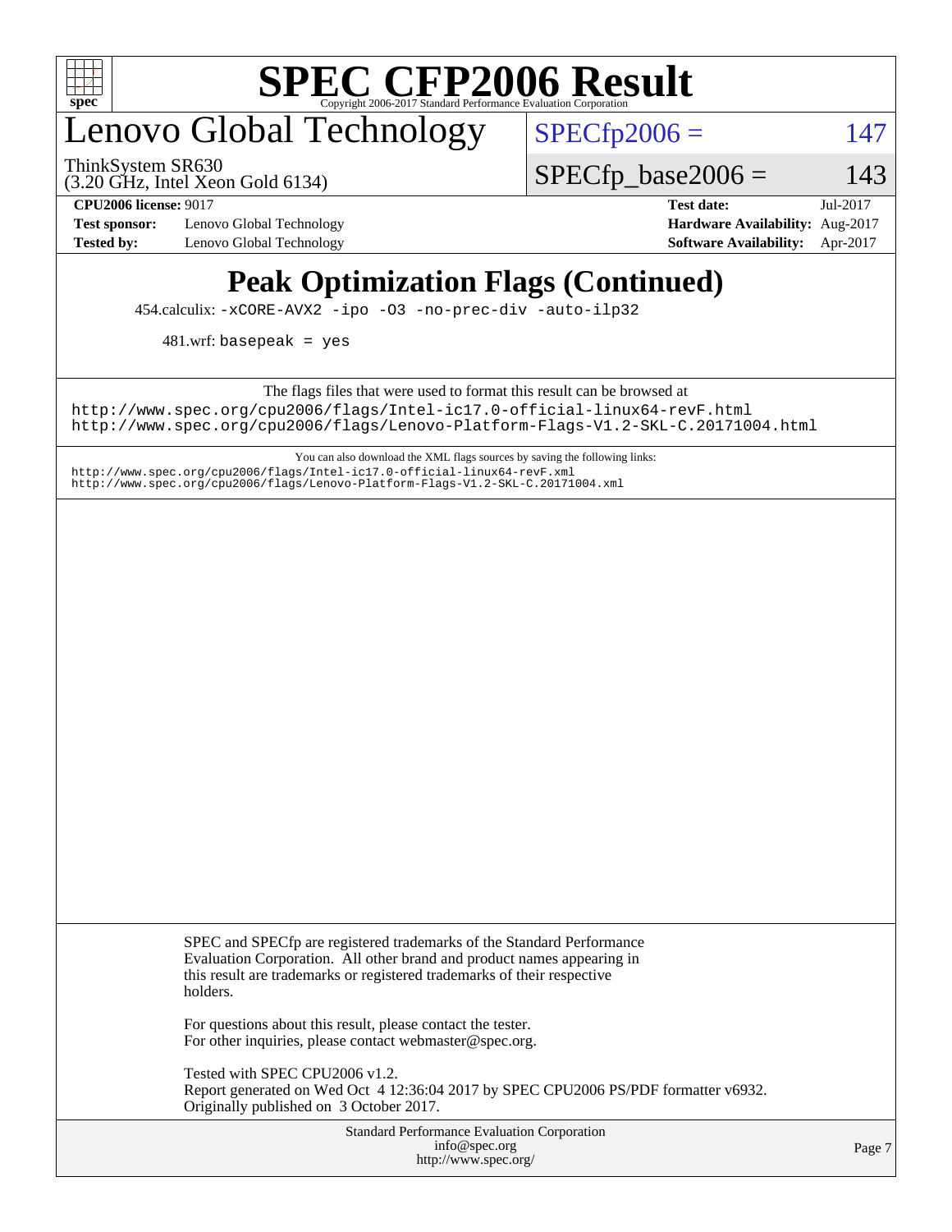# SPEC CFP2006 Result

Copyright 2006-2017 Standard Performance Evaluation Corporation

## Lenovo Global Technology

ThinkSystem SR630
(3.20 GHz, Intel Xeon Gold 6134)

SPECfp2006 = 147

SPECfp_base2006 = 143

**CPU2006 license:** 9017
**Test sponsor:** Lenovo Global Technology
**Tested by:** Lenovo Global Technology

**Test date:** Jul-2017
**Hardware Availability:** Aug-2017
**Software Availability:** Apr-2017

## Peak Optimization Flags (Continued)

454.calculix: `-xCORE-AVX2 -ipo -O3 -no-prec-div -auto-ilp32`

481.wrf: `basepeak = yes`

The flags files that were used to format this result can be browsed at
http://www.spec.org/cpu2006/flags/Intel-ic17.0-official-linux64-revF.html
http://www.spec.org/cpu2006/flags/Lenovo-Platform-Flags-V1.2-SKL-C.20171004.html

You can also download the XML flags sources by saving the following links:
http://www.spec.org/cpu2006/flags/Intel-ic17.0-official-linux64-revF.xml
http://www.spec.org/cpu2006/flags/Lenovo-Platform-Flags-V1.2-SKL-C.20171004.xml

SPEC and SPECfp are registered trademarks of the Standard Performance Evaluation Corporation. All other brand and product names appearing in this result are trademarks or registered trademarks of their respective holders.

For questions about this result, please contact the tester.
For other inquiries, please contact webmaster@spec.org.

Tested with SPEC CPU2006 v1.2.
Report generated on Wed Oct 4 12:36:04 2017 by SPEC CPU2006 PS/PDF formatter v6932.
Originally published on 3 October 2017.

Standard Performance Evaluation Corporation
info@spec.org
http://www.spec.org/